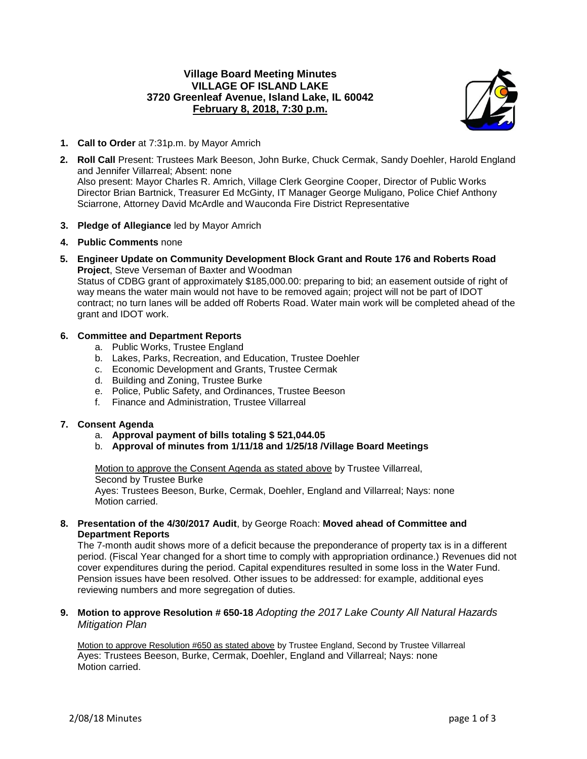**Village Board Meeting Minutes**
**VILLAGE OF ISLAND LAKE**
**3720 Greenleaf Avenue, Island Lake, IL 60042**
**February 8, 2018, 7:30 p.m.**

1. **Call to Order** at 7:31p.m. by Mayor Amrich
2. **Roll Call** Present: Trustees Mark Beeson, John Burke, Chuck Cermak, Sandy Doehler, Harold England and Jennifer Villarreal; Absent: none
   Also present: Mayor Charles R. Amrich, Village Clerk Georgine Cooper, Director of Public Works Director Brian Bartnick, Treasurer Ed McGinty, IT Manager George Muligano, Police Chief Anthony Sciarrone, Attorney David McArdle and Wauconda Fire District Representative
3. **Pledge of Allegiance** led by Mayor Amrich
4. **Public Comments** none
5. **Engineer Update on Community Development Block Grant and Route 176 and Roberts Road Project**, Steve Verseman of Baxter and Woodman
   Status of CDBG grant of approximately $185,000.00: preparing to bid; an easement outside of right of way means the water main would not have to be removed again; project will not be part of IDOT contract; no turn lanes will be added off Roberts Road. Water main work will be completed ahead of the grant and IDOT work.
6. **Committee and Department Reports**
   a. Public Works, Trustee England
   b. Lakes, Parks, Recreation, and Education, Trustee Doehler
   c. Economic Development and Grants, Trustee Cermak
   d. Building and Zoning, Trustee Burke
   e. Police, Public Safety, and Ordinances, Trustee Beeson
   f. Finance and Administration, Trustee Villarreal
7. **Consent Agenda**
   a. **Approval payment of bills totaling $ 521,044.05**
   b. **Approval of minutes from 1/11/18 and 1/25/18 /Village Board Meetings**

   Motion to approve the Consent Agenda as stated above by Trustee Villarreal,
   Second by Trustee Burke
   Ayes: Trustees Beeson, Burke, Cermak, Doehler, England and Villarreal; Nays: none
   Motion carried.
8. **Presentation of the 4/30/2017 Audit**, by George Roach: **Moved ahead of Committee and Department Reports**
   The 7-month audit shows more of a deficit because the preponderance of property tax is in a different period. (Fiscal Year changed for a short time to comply with appropriation ordinance.) Revenues did not cover expenditures during the period. Capital expenditures resulted in some loss in the Water Fund. Pension issues have been resolved. Other issues to be addressed: for example, additional eyes reviewing numbers and more segregation of duties.
9. **Motion to approve Resolution # 650-18** *Adopting the 2017 Lake County All Natural Hazards Mitigation Plan*

   Motion to approve Resolution #650 as stated above by Trustee England, Second by Trustee Villarreal
   Ayes: Trustees Beeson, Burke, Cermak, Doehler, England and Villarreal; Nays: none
   Motion carried.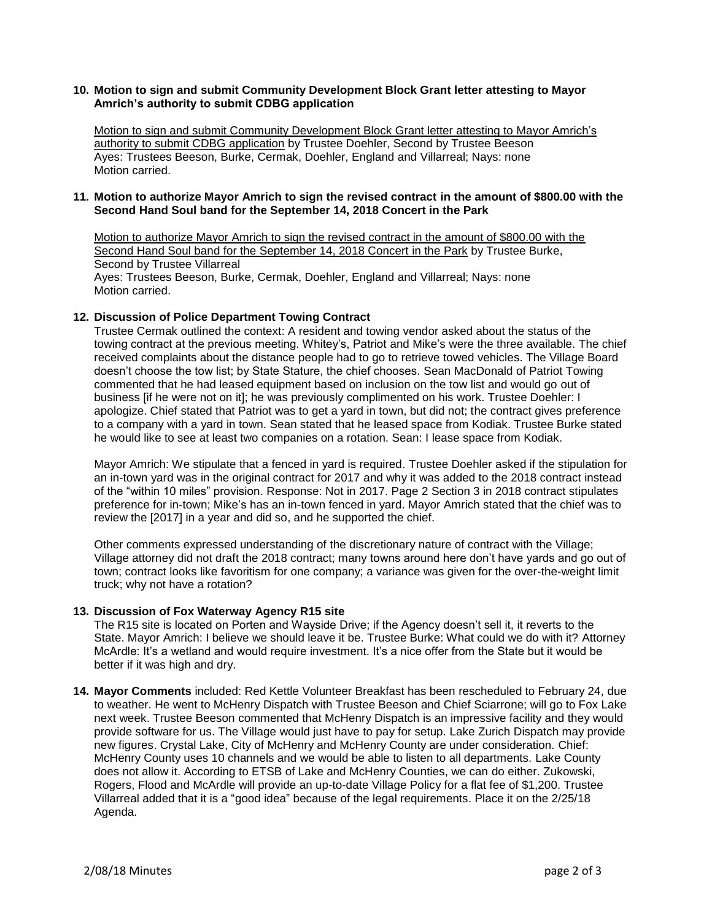**10. Motion to sign and submit Community Development Block Grant letter attesting to Mayor Amrich's authority to submit CDBG application**

Motion to sign and submit Community Development Block Grant letter attesting to Mayor Amrich's authority to submit CDBG application by Trustee Doehler, Second by Trustee Beeson
Ayes: Trustees Beeson, Burke, Cermak, Doehler, England and Villarreal; Nays: none
Motion carried.

**11. Motion to authorize Mayor Amrich to sign the revised contract in the amount of $800.00 with the Second Hand Soul band for the September 14, 2018 Concert in the Park**

Motion to authorize Mayor Amrich to sign the revised contract in the amount of $800.00 with the Second Hand Soul band for the September 14, 2018 Concert in the Park by Trustee Burke, Second by Trustee Villarreal
Ayes: Trustees Beeson, Burke, Cermak, Doehler, England and Villarreal; Nays: none
Motion carried.

**12. Discussion of Police Department Towing Contract**

Trustee Cermak outlined the context: A resident and towing vendor asked about the status of the towing contract at the previous meeting. Whitey's, Patriot and Mike's were the three available. The chief received complaints about the distance people had to go to retrieve towed vehicles. The Village Board doesn't choose the tow list; by State Stature, the chief chooses. Sean MacDonald of Patriot Towing commented that he had leased equipment based on inclusion on the tow list and would go out of business [if he were not on it]; he was previously complimented on his work. Trustee Doehler: I apologize. Chief stated that Patriot was to get a yard in town, but did not; the contract gives preference to a company with a yard in town. Sean stated that he leased space from Kodiak. Trustee Burke stated he would like to see at least two companies on a rotation. Sean: I lease space from Kodiak.

Mayor Amrich: We stipulate that a fenced in yard is required. Trustee Doehler asked if the stipulation for an in-town yard was in the original contract for 2017 and why it was added to the 2018 contract instead of the "within 10 miles" provision. Response: Not in 2017. Page 2 Section 3 in 2018 contract stipulates preference for in-town; Mike's has an in-town fenced in yard. Mayor Amrich stated that the chief was to review the [2017] in a year and did so, and he supported the chief.

Other comments expressed understanding of the discretionary nature of contract with the Village; Village attorney did not draft the 2018 contract; many towns around here don't have yards and go out of town; contract looks like favoritism for one company; a variance was given for the over-the-weight limit truck; why not have a rotation?

**13. Discussion of Fox Waterway Agency R15 site**

The R15 site is located on Porten and Wayside Drive; if the Agency doesn't sell it, it reverts to the State. Mayor Amrich: I believe we should leave it be. Trustee Burke: What could we do with it? Attorney McArdle: It's a wetland and would require investment. It's a nice offer from the State but it would be better if it was high and dry.

**14. Mayor Comments** included: Red Kettle Volunteer Breakfast has been rescheduled to February 24, due to weather. He went to McHenry Dispatch with Trustee Beeson and Chief Sciarrone; will go to Fox Lake next week. Trustee Beeson commented that McHenry Dispatch is an impressive facility and they would provide software for us. The Village would just have to pay for setup. Lake Zurich Dispatch may provide new figures. Crystal Lake, City of McHenry and McHenry County are under consideration. Chief: McHenry County uses 10 channels and we would be able to listen to all departments. Lake County does not allow it. According to ETSB of Lake and McHenry Counties, we can do either. Zukowski, Rogers, Flood and McArdle will provide an up-to-date Village Policy for a flat fee of $1,200. Trustee Villarreal added that it is a "good idea" because of the legal requirements. Place it on the 2/25/18 Agenda.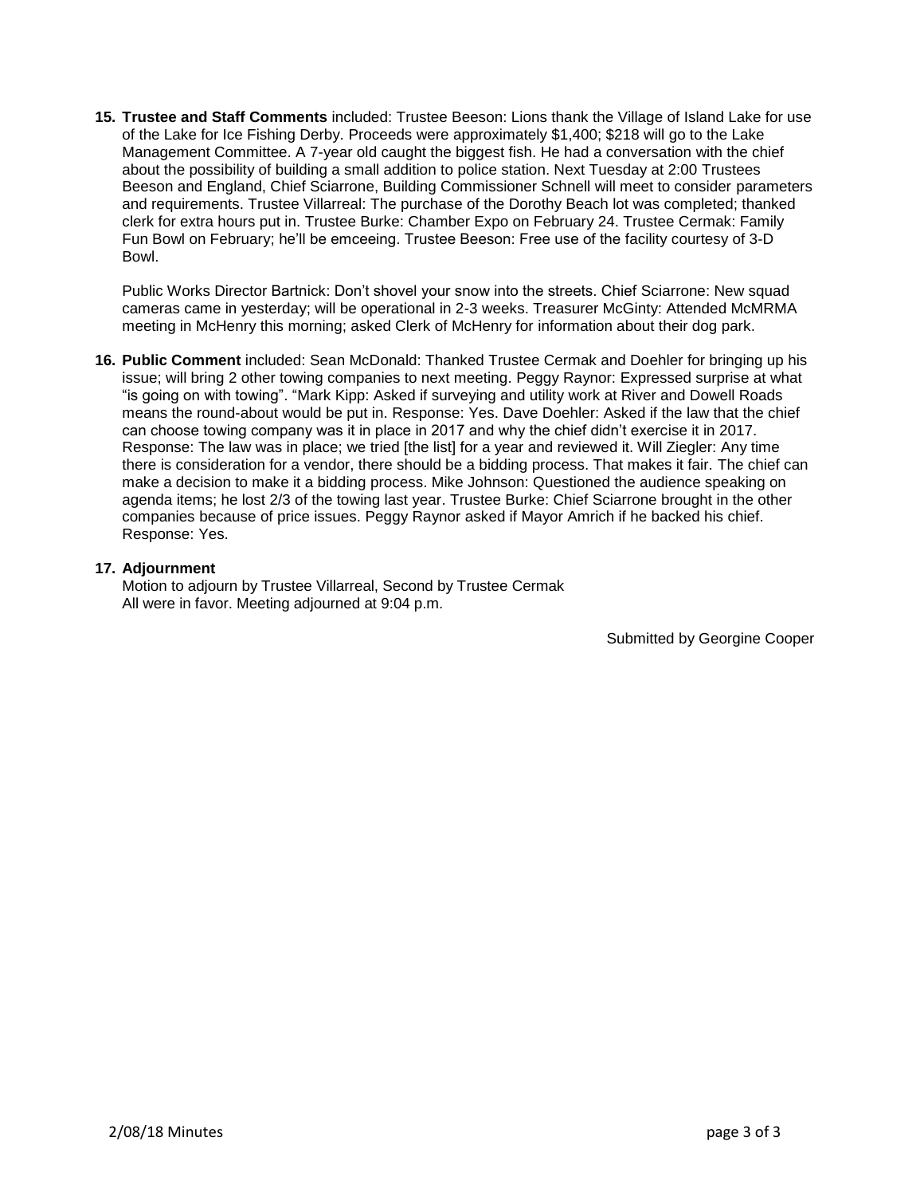15. **Trustee and Staff Comments** included: Trustee Beeson: Lions thank the Village of Island Lake for use of the Lake for Ice Fishing Derby. Proceeds were approximately $1,400; $218 will go to the Lake Management Committee. A 7-year old caught the biggest fish. He had a conversation with the chief about the possibility of building a small addition to police station. Next Tuesday at 2:00 Trustees Beeson and England, Chief Sciarrone, Building Commissioner Schnell will meet to consider parameters and requirements. Trustee Villarreal: The purchase of the Dorothy Beach lot was completed; thanked clerk for extra hours put in. Trustee Burke: Chamber Expo on February 24. Trustee Cermak: Family Fun Bowl on February; he'll be emceeing. Trustee Beeson: Free use of the facility courtesy of 3-D Bowl.

    Public Works Director Bartnick: Don't shovel your snow into the streets. Chief Sciarrone: New squad cameras came in yesterday; will be operational in 2-3 weeks. Treasurer McGinty: Attended McMRMA meeting in McHenry this morning; asked Clerk of McHenry for information about their dog park.

16. **Public Comment** included: Sean McDonald: Thanked Trustee Cermak and Doehler for bringing up his issue; will bring 2 other towing companies to next meeting. Peggy Raynor: Expressed surprise at what "is going on with towing". "Mark Kipp: Asked if surveying and utility work at River and Dowell Roads means the round-about would be put in. Response: Yes. Dave Doehler: Asked if the law that the chief can choose towing company was it in place in 2017 and why the chief didn't exercise it in 2017. Response: The law was in place; we tried [the list] for a year and reviewed it. Will Ziegler: Any time there is consideration for a vendor, there should be a bidding process. That makes it fair. The chief can make a decision to make it a bidding process. Mike Johnson: Questioned the audience speaking on agenda items; he lost 2/3 of the towing last year. Trustee Burke: Chief Sciarrone brought in the other companies because of price issues. Peggy Raynor asked if Mayor Amrich if he backed his chief. Response: Yes.

17. **Adjournment**
    Motion to adjourn by Trustee Villarreal, Second by Trustee Cermak
    All were in favor. Meeting adjourned at 9:04 p.m.

Submitted by Georgine Cooper